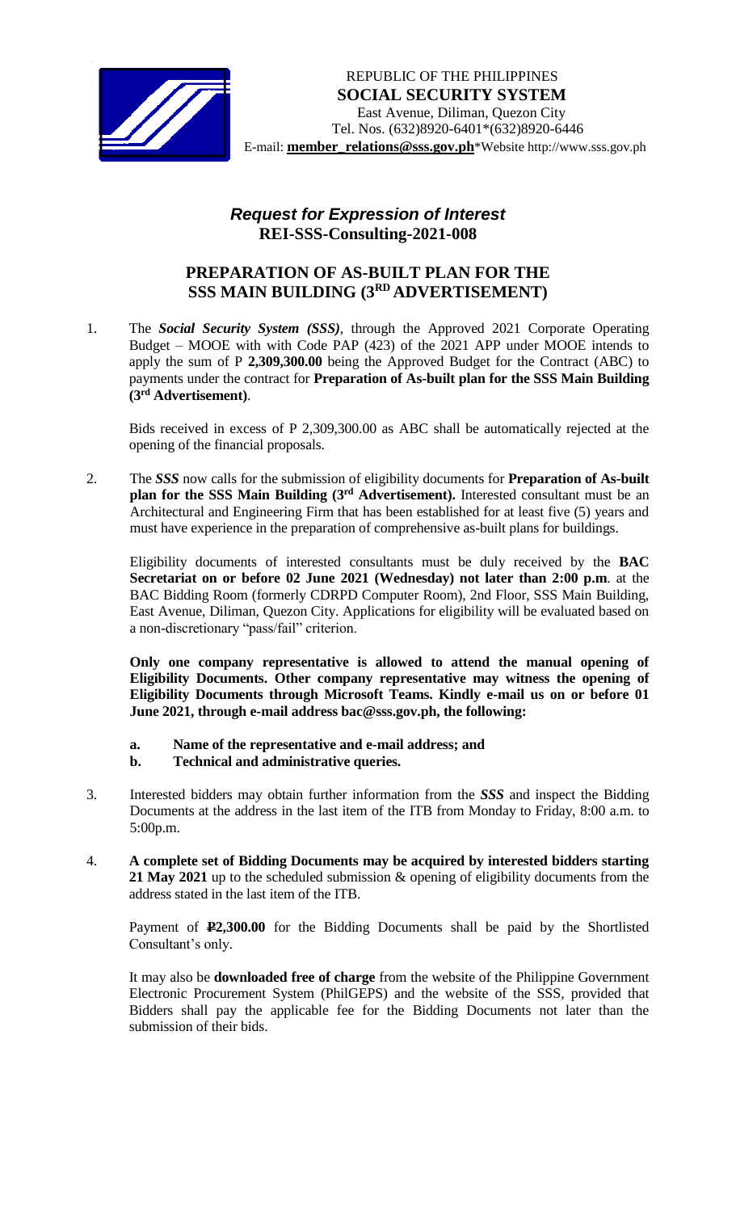REPUBLIC OF THE PHILIPPINES
**SOCIAL SECURITY SYSTEM**
East Avenue, Diliman, Quezon City
Tel. Nos. (632)8920-6401*(632)8920-6446
E-mail: **member_relations@sss.gov.ph***Website http://www.sss.gov.ph

## ***Request for Expression of Interest***
## **REI-SSS-Consulting-2021-008**

## **PREPARATION OF AS-BUILT PLAN FOR THE SSS MAIN BUILDING (3RD ADVERTISEMENT)**

1. The ***Social Security System (SSS)***, through the Approved 2021 Corporate Operating Budget – MOOE with Code PAP (423) of the 2021 APP under MOOE intends to apply the sum of P **2,309,300.00** being the Approved Budget for the Contract (ABC) to payments under the contract for **Preparation of As-built plan for the SSS Main Building (3rd Advertisement)**.

   Bids received in excess of P 2,309,300.00 as ABC shall be automatically rejected at the opening of the financial proposals.

2. The ***SSS*** now calls for the submission of eligibility documents for **Preparation of As-built plan for the SSS Main Building (3rd Advertisement).** Interested consultant must be an Architectural and Engineering Firm that has been established for at least five (5) years and must have experience in the preparation of comprehensive as-built plans for buildings.

   Eligibility documents of interested consultants must be duly received by the **BAC Secretariat on or before 02 June 2021 (Wednesday) not later than 2:00 p.m**. at the BAC Bidding Room (formerly CDRPD Computer Room), 2nd Floor, SSS Main Building, East Avenue, Diliman, Quezon City. Applications for eligibility will be evaluated based on a non-discretionary "pass/fail" criterion.

   **Only one company representative is allowed to attend the manual opening of Eligibility Documents. Other company representative may witness the opening of Eligibility Documents through Microsoft Teams. Kindly e-mail us on or before 01 June 2021, through e-mail address bac@sss.gov.ph, the following:**

   **a. Name of the representative and e-mail address; and**
   **b. Technical and administrative queries.**

3. Interested bidders may obtain further information from the ***SSS*** and inspect the Bidding Documents at the address in the last item of the ITB from Monday to Friday, 8:00 a.m. to 5:00p.m.

4. **A complete set of Bidding Documents may be acquired by interested bidders starting 21 May 2021** up to the scheduled submission & opening of eligibility documents from the address stated in the last item of the ITB.

   Payment of **₱2,300.00** for the Bidding Documents shall be paid by the Shortlisted Consultant's only.

   It may also be **downloaded free of charge** from the website of the Philippine Government Electronic Procurement System (PhilGEPS) and the website of the SSS, provided that Bidders shall pay the applicable fee for the Bidding Documents not later than the submission of their bids.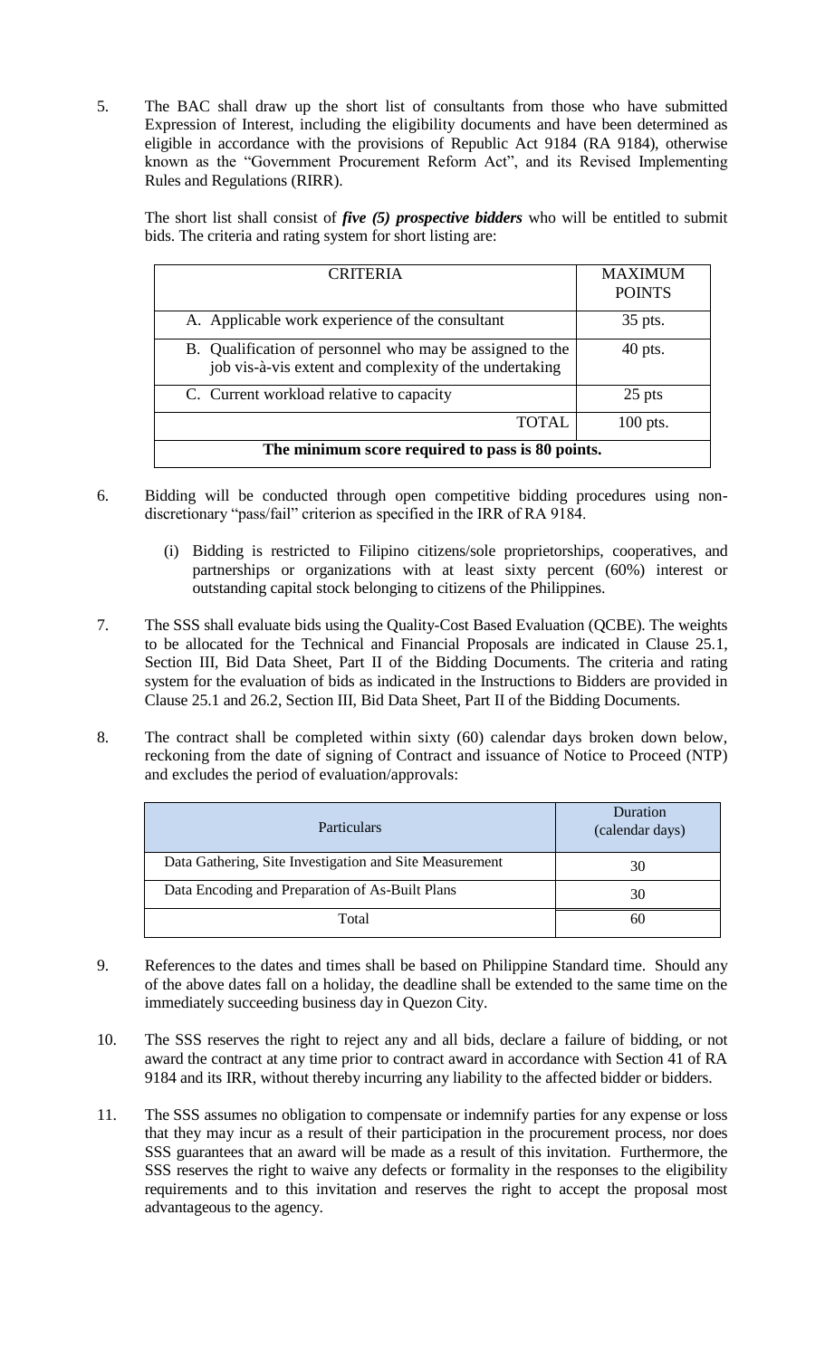5. The BAC shall draw up the short list of consultants from those who have submitted Expression of Interest, including the eligibility documents and have been determined as eligible in accordance with the provisions of Republic Act 9184 (RA 9184), otherwise known as the "Government Procurement Reform Act", and its Revised Implementing Rules and Regulations (RIRR).

   The short list shall consist of ***five (5) prospective bidders*** who will be entitled to submit bids. The criteria and rating system for short listing are:

| CRITERIA | MAXIMUM POINTS |
|---|---|
| A. Applicable work experience of the consultant | 35 pts. |
| B. Qualification of personnel who may be assigned to the job vis-à-vis extent and complexity of the undertaking | 40 pts. |
| C. Current workload relative to capacity | 25 pts |
| TOTAL | 100 pts. |
| **The minimum score required to pass is 80 points.** | |

6. Bidding will be conducted through open competitive bidding procedures using non-discretionary "pass/fail" criterion as specified in the IRR of RA 9184.

   (i) Bidding is restricted to Filipino citizens/sole proprietorships, cooperatives, and partnerships or organizations with at least sixty percent (60%) interest or outstanding capital stock belonging to citizens of the Philippines.

7. The SSS shall evaluate bids using the Quality-Cost Based Evaluation (QCBE). The weights to be allocated for the Technical and Financial Proposals are indicated in Clause 25.1, Section III, Bid Data Sheet, Part II of the Bidding Documents. The criteria and rating system for the evaluation of bids as indicated in the Instructions to Bidders are provided in Clause 25.1 and 26.2, Section III, Bid Data Sheet, Part II of the Bidding Documents.

8. The contract shall be completed within sixty (60) calendar days broken down below, reckoning from the date of signing of Contract and issuance of Notice to Proceed (NTP) and excludes the period of evaluation/approvals:

| Particulars | Duration (calendar days) |
|---|---|
| Data Gathering, Site Investigation and Site Measurement | 30 |
| Data Encoding and Preparation of As-Built Plans | 30 |
| Total | 60 |

9. References to the dates and times shall be based on Philippine Standard time. Should any of the above dates fall on a holiday, the deadline shall be extended to the same time on the immediately succeeding business day in Quezon City.

10. The SSS reserves the right to reject any and all bids, declare a failure of bidding, or not award the contract at any time prior to contract award in accordance with Section 41 of RA 9184 and its IRR, without thereby incurring any liability to the affected bidder or bidders.

11. The SSS assumes no obligation to compensate or indemnify parties for any expense or loss that they may incur as a result of their participation in the procurement process, nor does SSS guarantees that an award will be made as a result of this invitation. Furthermore, the SSS reserves the right to waive any defects or formality in the responses to the eligibility requirements and to this invitation and reserves the right to accept the proposal most advantageous to the agency.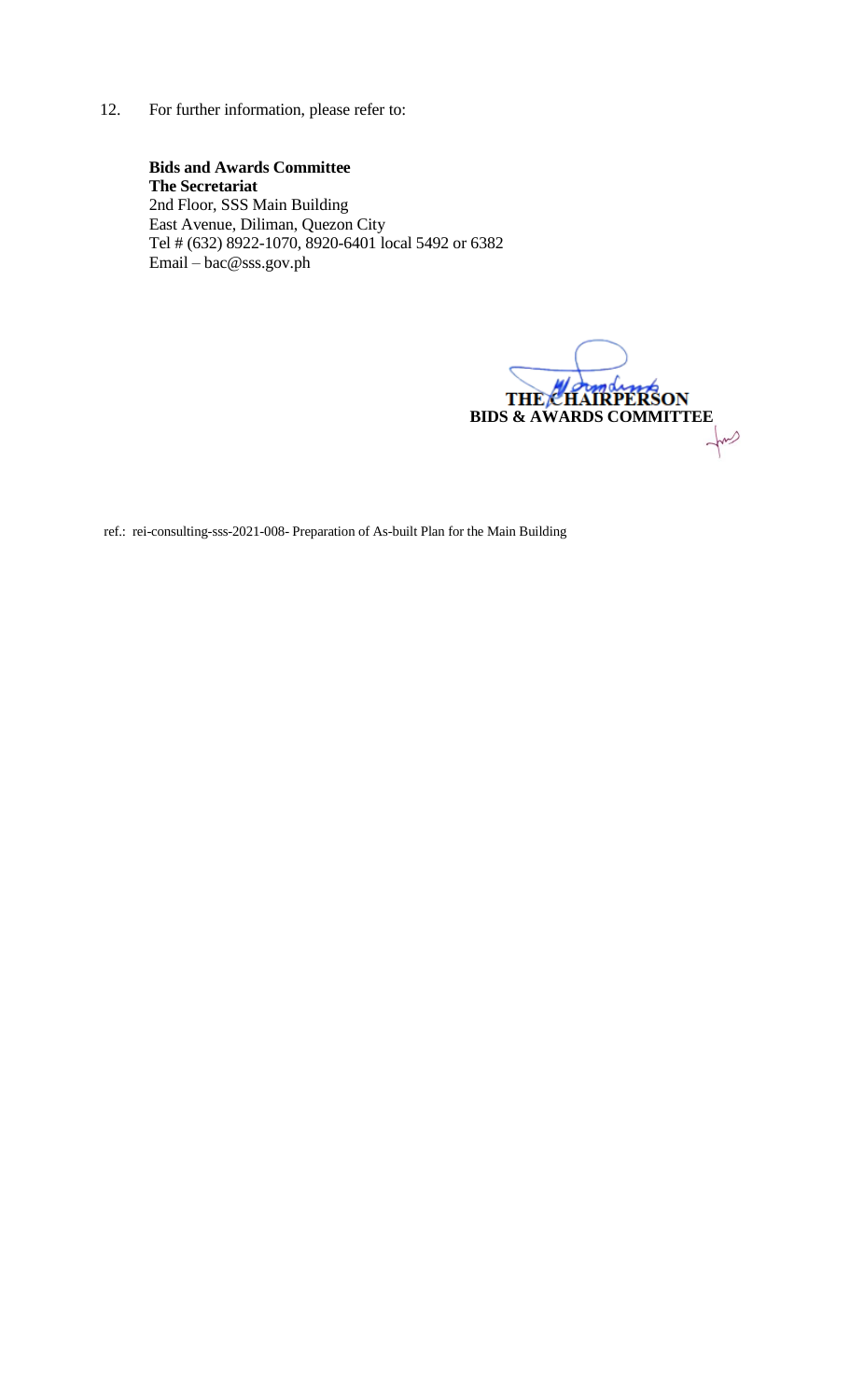12. For further information, please refer to:

**Bids and Awards Committee**
**The Secretariat**
2nd Floor, SSS Main Building
East Avenue, Diliman, Quezon City
Tel # (632) 8922-1070, 8920-6401 local 5492 or 6382
Email – bac@sss.gov.ph

**THE CHAIRPERSON**
**BIDS & AWARDS COMMITTEE**

ref.: rei-consulting-sss-2021-008- Preparation of As-built Plan for the Main Building